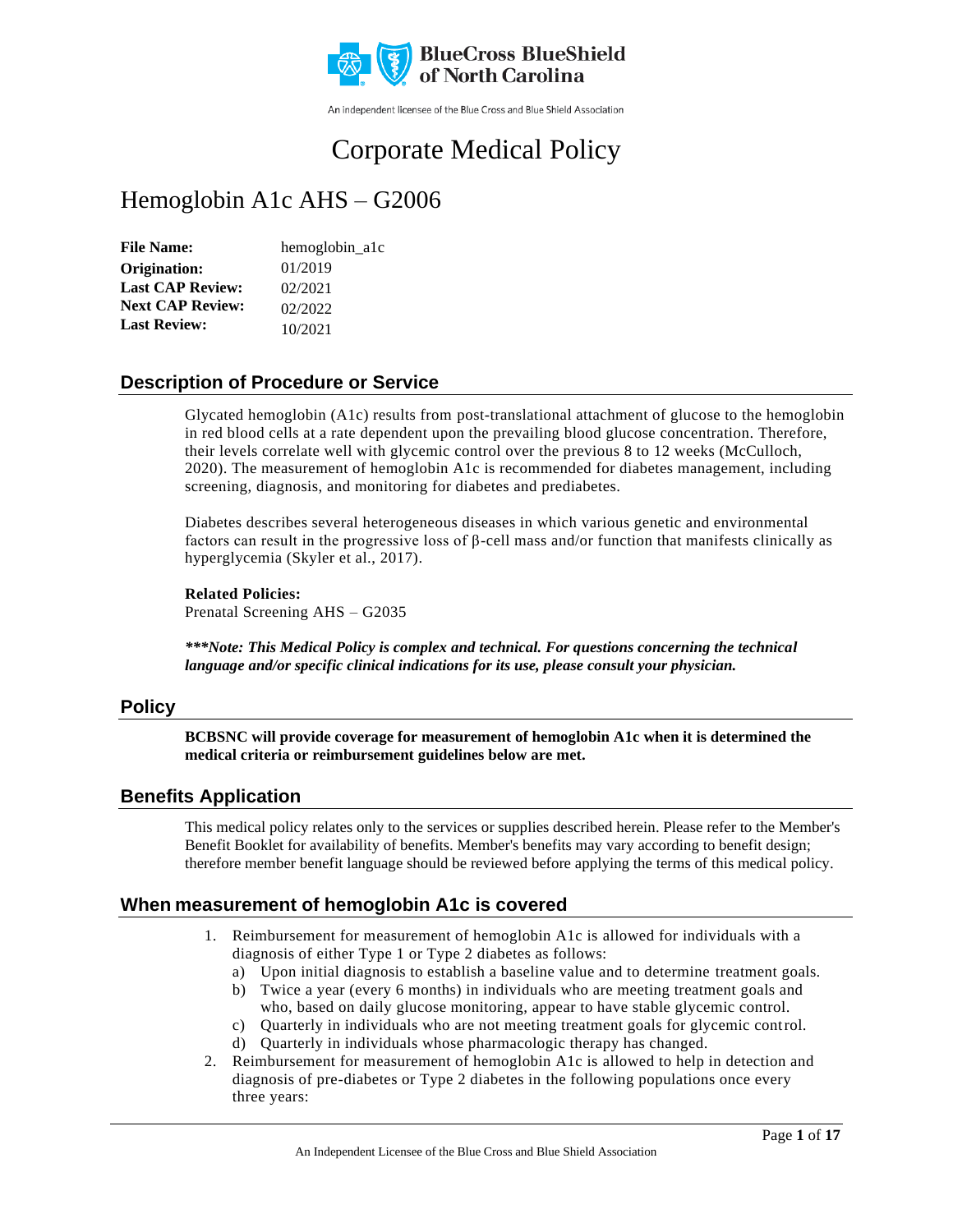BlueCross BlueShield of North Carolina

An independent licensee of the Blue Cross and Blue Shield Association

# Corporate Medical Policy

# Hemoglobin A1c AHS – G2006

| | |
|---|---|
| **File Name:** | hemoglobin_a1c |
| **Origination:** | 01/2019 |
| **Last CAP Review:** | 02/2021 |
| **Next CAP Review:** | 02/2022 |
| **Last Review:** | 10/2021 |

## Description of Procedure or Service

Glycated hemoglobin (A1c) results from post-translational attachment of glucose to the hemoglobin in red blood cells at a rate dependent upon the prevailing blood glucose concentration. Therefore, their levels correlate well with glycemic control over the previous 8 to 12 weeks (McCulloch, 2020). The measurement of hemoglobin A1c is recommended for diabetes management, including screening, diagnosis, and monitoring for diabetes and prediabetes.

Diabetes describes several heterogeneous diseases in which various genetic and environmental factors can result in the progressive loss of β-cell mass and/or function that manifests clinically as hyperglycemia (Skyler et al., 2017).

**Related Policies:**
Prenatal Screening AHS – G2035

***\*\*\*Note: This Medical Policy is complex and technical. For questions concerning the technical language and/or specific clinical indications for its use, please consult your physician.***

## Policy

**BCBSNC will provide coverage for measurement of hemoglobin A1c when it is determined the medical criteria or reimbursement guidelines below are met.**

## Benefits Application

This medical policy relates only to the services or supplies described herein. Please refer to the Member's Benefit Booklet for availability of benefits. Member's benefits may vary according to benefit design; therefore member benefit language should be reviewed before applying the terms of this medical policy.

## When measurement of hemoglobin A1c is covered

1. Reimbursement for measurement of hemoglobin A1c is allowed for individuals with a diagnosis of either Type 1 or Type 2 diabetes as follows:
   a) Upon initial diagnosis to establish a baseline value and to determine treatment goals.
   b) Twice a year (every 6 months) in individuals who are meeting treatment goals and who, based on daily glucose monitoring, appear to have stable glycemic control.
   c) Quarterly in individuals who are not meeting treatment goals for glycemic control.
   d) Quarterly in individuals whose pharmacologic therapy has changed.
2. Reimbursement for measurement of hemoglobin A1c is allowed to help in detection and diagnosis of pre-diabetes or Type 2 diabetes in the following populations once every three years: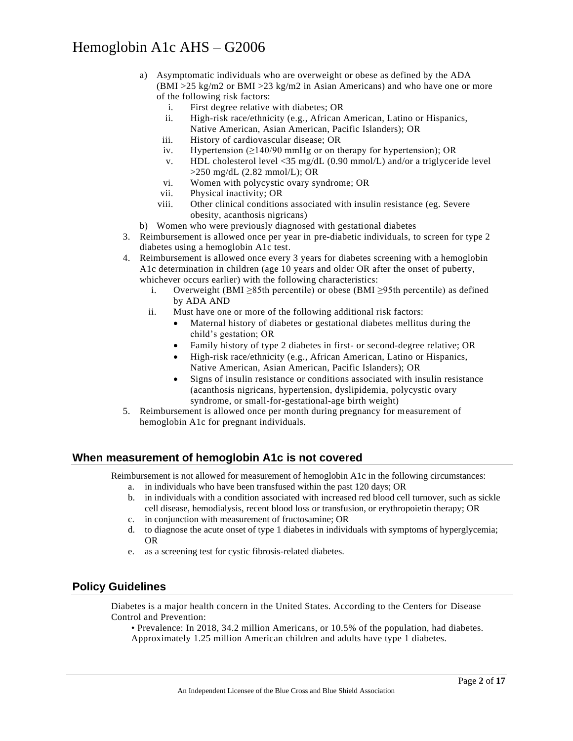a) Asymptomatic individuals who are overweight or obese as defined by the ADA (BMI >25 kg/m2 or BMI >23 kg/m2 in Asian Americans) and who have one or more of the following risk factors:
   i. First degree relative with diabetes; OR
   ii. High-risk race/ethnicity (e.g., African American, Latino or Hispanics, Native American, Asian American, Pacific Islanders); OR
   iii. History of cardiovascular disease; OR
   iv. Hypertension (≥140/90 mmHg or on therapy for hypertension); OR
   v. HDL cholesterol level <35 mg/dL (0.90 mmol/L) and/or a triglyceride level >250 mg/dL (2.82 mmol/L); OR
   vi. Women with polycystic ovary syndrome; OR
   vii. Physical inactivity; OR
   viii. Other clinical conditions associated with insulin resistance (eg. Severe obesity, acanthosis nigricans)

b) Women who were previously diagnosed with gestational diabetes

3. Reimbursement is allowed once per year in pre-diabetic individuals, to screen for type 2 diabetes using a hemoglobin A1c test.
4. Reimbursement is allowed once every 3 years for diabetes screening with a hemoglobin A1c determination in children (age 10 years and older OR after the onset of puberty, whichever occurs earlier) with the following characteristics:
   i. Overweight (BMI ≥85th percentile) or obese (BMI ≥95th percentile) as defined by ADA AND
   ii. Must have one or more of the following additional risk factors:
      - Maternal history of diabetes or gestational diabetes mellitus during the child's gestation; OR
      - Family history of type 2 diabetes in first- or second-degree relative; OR
      - High-risk race/ethnicity (e.g., African American, Latino or Hispanics, Native American, Asian American, Pacific Islanders); OR
      - Signs of insulin resistance or conditions associated with insulin resistance (acanthosis nigricans, hypertension, dyslipidemia, polycystic ovary syndrome, or small-for-gestational-age birth weight)
5. Reimbursement is allowed once per month during pregnancy for measurement of hemoglobin A1c for pregnant individuals.

## When measurement of hemoglobin A1c is not covered

Reimbursement is not allowed for measurement of hemoglobin A1c in the following circumstances:

a. in individuals who have been transfused within the past 120 days; OR
b. in individuals with a condition associated with increased red blood cell turnover, such as sickle cell disease, hemodialysis, recent blood loss or transfusion, or erythropoietin therapy; OR
c. in conjunction with measurement of fructosamine; OR
d. to diagnose the acute onset of type 1 diabetes in individuals with symptoms of hyperglycemia; OR
e. as a screening test for cystic fibrosis-related diabetes.

## Policy Guidelines

Diabetes is a major health concern in the United States. According to the Centers for Disease Control and Prevention:

- Prevalence: In 2018, 34.2 million Americans, or 10.5% of the population, had diabetes. Approximately 1.25 million American children and adults have type 1 diabetes.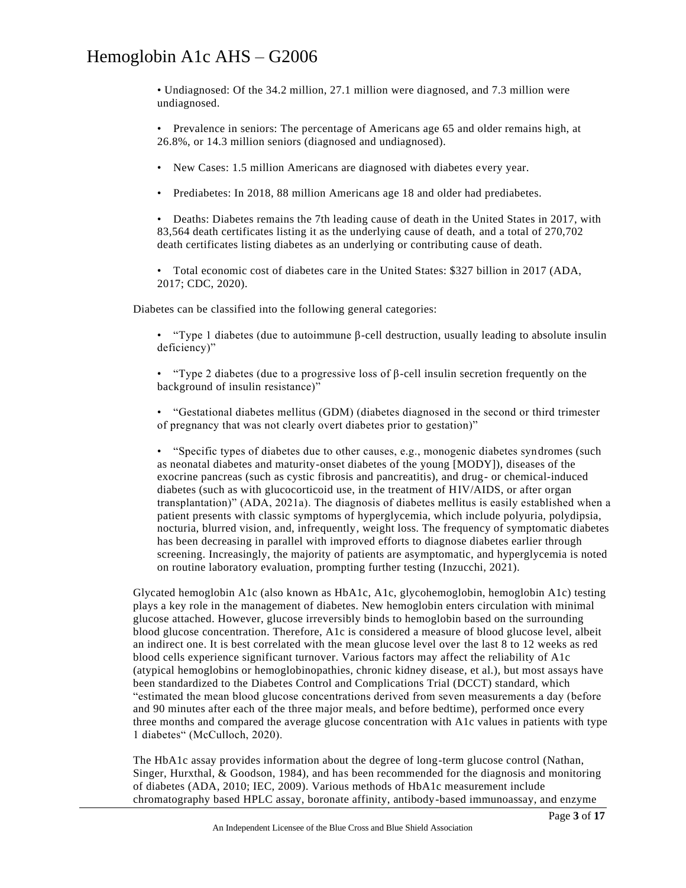- Undiagnosed: Of the 34.2 million, 27.1 million were diagnosed, and 7.3 million were undiagnosed.
- Prevalence in seniors: The percentage of Americans age 65 and older remains high, at 26.8%, or 14.3 million seniors (diagnosed and undiagnosed).
- New Cases: 1.5 million Americans are diagnosed with diabetes every year.
- Prediabetes: In 2018, 88 million Americans age 18 and older had prediabetes.
- Deaths: Diabetes remains the 7th leading cause of death in the United States in 2017, with 83,564 death certificates listing it as the underlying cause of death, and a total of 270,702 death certificates listing diabetes as an underlying or contributing cause of death.
- Total economic cost of diabetes care in the United States: $327 billion in 2017 (ADA, 2017; CDC, 2020).

Diabetes can be classified into the following general categories:

- "Type 1 diabetes (due to autoimmune β-cell destruction, usually leading to absolute insulin deficiency)"
- "Type 2 diabetes (due to a progressive loss of β-cell insulin secretion frequently on the background of insulin resistance)"
- "Gestational diabetes mellitus (GDM) (diabetes diagnosed in the second or third trimester of pregnancy that was not clearly overt diabetes prior to gestation)"
- "Specific types of diabetes due to other causes, e.g., monogenic diabetes syndromes (such as neonatal diabetes and maturity-onset diabetes of the young [MODY]), diseases of the exocrine pancreas (such as cystic fibrosis and pancreatitis), and drug- or chemical-induced diabetes (such as with glucocorticoid use, in the treatment of HIV/AIDS, or after organ transplantation)" (ADA, 2021a). The diagnosis of diabetes mellitus is easily established when a patient presents with classic symptoms of hyperglycemia, which include polyuria, polydipsia, nocturia, blurred vision, and, infrequently, weight loss. The frequency of symptomatic diabetes has been decreasing in parallel with improved efforts to diagnose diabetes earlier through screening. Increasingly, the majority of patients are asymptomatic, and hyperglycemia is noted on routine laboratory evaluation, prompting further testing (Inzucchi, 2021).

Glycated hemoglobin A1c (also known as HbA1c, A1c, glycohemoglobin, hemoglobin A1c) testing plays a key role in the management of diabetes. New hemoglobin enters circulation with minimal glucose attached. However, glucose irreversibly binds to hemoglobin based on the surrounding blood glucose concentration. Therefore, A1c is considered a measure of blood glucose level, albeit an indirect one. It is best correlated with the mean glucose level over the last 8 to 12 weeks as red blood cells experience significant turnover. Various factors may affect the reliability of A1c (atypical hemoglobins or hemoglobinopathies, chronic kidney disease, et al.), but most assays have been standardized to the Diabetes Control and Complications Trial (DCCT) standard, which "estimated the mean blood glucose concentrations derived from seven measurements a day (before and 90 minutes after each of the three major meals, and before bedtime), performed once every three months and compared the average glucose concentration with A1c values in patients with type 1 diabetes" (McCulloch, 2020).

The HbA1c assay provides information about the degree of long-term glucose control (Nathan, Singer, Hurxthal, & Goodson, 1984), and has been recommended for the diagnosis and monitoring of diabetes (ADA, 2010; IEC, 2009). Various methods of HbA1c measurement include chromatography based HPLC assay, boronate affinity, antibody-based immunoassay, and enzyme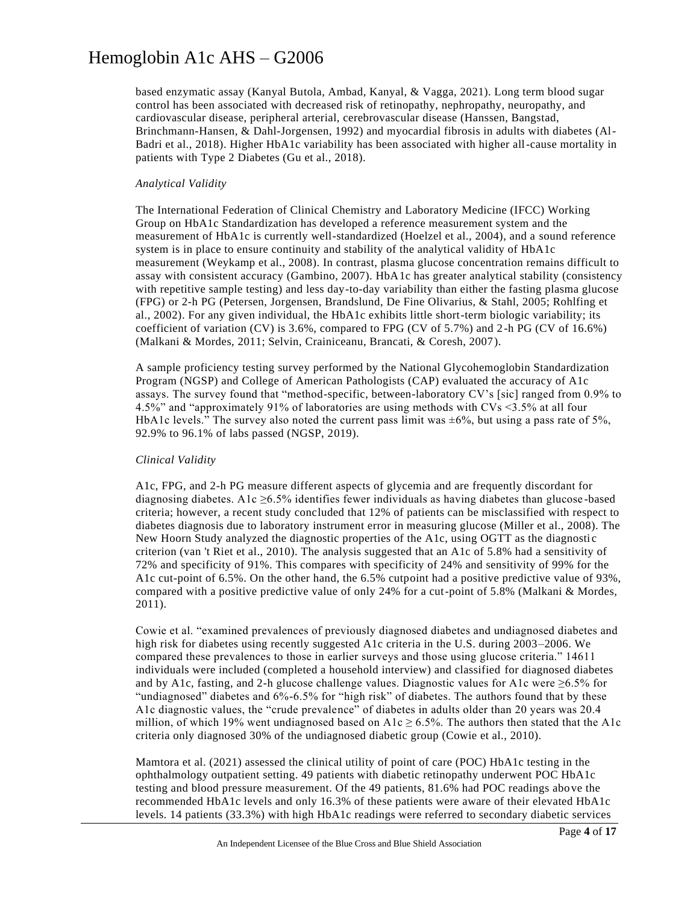based enzymatic assay (Kanyal Butola, Ambad, Kanyal, & Vagga, 2021). Long term blood sugar control has been associated with decreased risk of retinopathy, nephropathy, neuropathy, and cardiovascular disease, peripheral arterial, cerebrovascular disease (Hanssen, Bangstad, Brinchmann-Hansen, & Dahl-Jorgensen, 1992) and myocardial fibrosis in adults with diabetes (Al-Badri et al., 2018). Higher HbA1c variability has been associated with higher all-cause mortality in patients with Type 2 Diabetes (Gu et al., 2018).

*Analytical Validity*

The International Federation of Clinical Chemistry and Laboratory Medicine (IFCC) Working Group on HbA1c Standardization has developed a reference measurement system and the measurement of HbA1c is currently well-standardized (Hoelzel et al., 2004), and a sound reference system is in place to ensure continuity and stability of the analytical validity of HbA1c measurement (Weykamp et al., 2008). In contrast, plasma glucose concentration remains difficult to assay with consistent accuracy (Gambino, 2007). HbA1c has greater analytical stability (consistency with repetitive sample testing) and less day-to-day variability than either the fasting plasma glucose (FPG) or 2-h PG (Petersen, Jorgensen, Brandslund, De Fine Olivarius, & Stahl, 2005; Rohlfing et al., 2002). For any given individual, the HbA1c exhibits little short-term biologic variability; its coefficient of variation (CV) is 3.6%, compared to FPG (CV of 5.7%) and 2-h PG (CV of 16.6%) (Malkani & Mordes, 2011; Selvin, Crainiceanu, Brancati, & Coresh, 2007).

A sample proficiency testing survey performed by the National Glycohemoglobin Standardization Program (NGSP) and College of American Pathologists (CAP) evaluated the accuracy of A1c assays. The survey found that "method-specific, between-laboratory CV's [sic] ranged from 0.9% to 4.5%" and "approximately 91% of laboratories are using methods with CVs <3.5% at all four HbA1c levels." The survey also noted the current pass limit was ±6%, but using a pass rate of 5%, 92.9% to 96.1% of labs passed (NGSP, 2019).

*Clinical Validity*

A1c, FPG, and 2-h PG measure different aspects of glycemia and are frequently discordant for diagnosing diabetes. A1c ≥6.5% identifies fewer individuals as having diabetes than glucose-based criteria; however, a recent study concluded that 12% of patients can be misclassified with respect to diabetes diagnosis due to laboratory instrument error in measuring glucose (Miller et al., 2008). The New Hoorn Study analyzed the diagnostic properties of the A1c, using OGTT as the diagnostic criterion (van 't Riet et al., 2010). The analysis suggested that an A1c of 5.8% had a sensitivity of 72% and specificity of 91%. This compares with specificity of 24% and sensitivity of 99% for the A1c cut-point of 6.5%. On the other hand, the 6.5% cutpoint had a positive predictive value of 93%, compared with a positive predictive value of only 24% for a cut-point of 5.8% (Malkani & Mordes, 2011).

Cowie et al. "examined prevalences of previously diagnosed diabetes and undiagnosed diabetes and high risk for diabetes using recently suggested A1c criteria in the U.S. during 2003–2006. We compared these prevalences to those in earlier surveys and those using glucose criteria." 14611 individuals were included (completed a household interview) and classified for diagnosed diabetes and by A1c, fasting, and 2-h glucose challenge values. Diagnostic values for A1c were ≥6.5% for "undiagnosed" diabetes and 6%-6.5% for "high risk" of diabetes. The authors found that by these A1c diagnostic values, the "crude prevalence" of diabetes in adults older than 20 years was 20.4 million, of which 19% went undiagnosed based on A1c ≥ 6.5%. The authors then stated that the A1c criteria only diagnosed 30% of the undiagnosed diabetic group (Cowie et al., 2010).

Mamtora et al. (2021) assessed the clinical utility of point of care (POC) HbA1c testing in the ophthalmology outpatient setting. 49 patients with diabetic retinopathy underwent POC HbA1c testing and blood pressure measurement. Of the 49 patients, 81.6% had POC readings above the recommended HbA1c levels and only 16.3% of these patients were aware of their elevated HbA1c levels. 14 patients (33.3%) with high HbA1c readings were referred to secondary diabetic services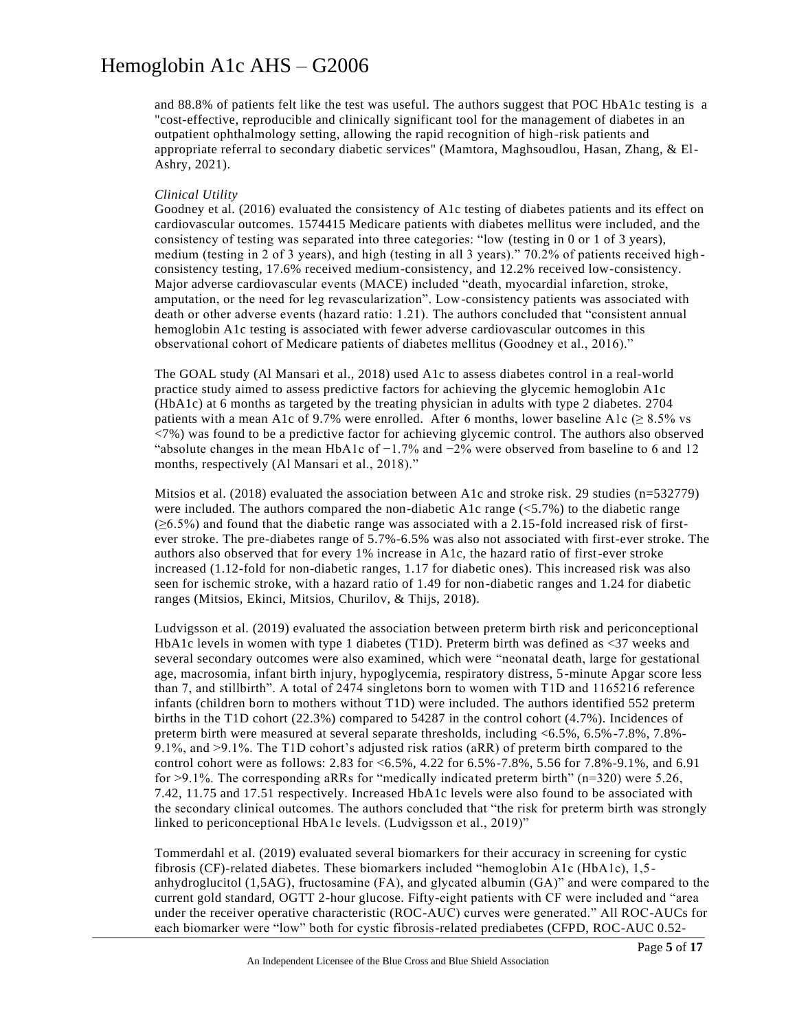and 88.8% of patients felt like the test was useful. The authors suggest that POC HbA1c testing is a "cost-effective, reproducible and clinically significant tool for the management of diabetes in an outpatient ophthalmology setting, allowing the rapid recognition of high-risk patients and appropriate referral to secondary diabetic services" (Mamtora, Maghsoudlou, Hasan, Zhang, & El-Ashry, 2021).

*Clinical Utility*

Goodney et al. (2016) evaluated the consistency of A1c testing of diabetes patients and its effect on cardiovascular outcomes. 1574415 Medicare patients with diabetes mellitus were included, and the consistency of testing was separated into three categories: "low (testing in 0 or 1 of 3 years), medium (testing in 2 of 3 years), and high (testing in all 3 years)." 70.2% of patients received high-consistency testing, 17.6% received medium-consistency, and 12.2% received low-consistency. Major adverse cardiovascular events (MACE) included "death, myocardial infarction, stroke, amputation, or the need for leg revascularization". Low-consistency patients was associated with death or other adverse events (hazard ratio: 1.21). The authors concluded that "consistent annual hemoglobin A1c testing is associated with fewer adverse cardiovascular outcomes in this observational cohort of Medicare patients of diabetes mellitus (Goodney et al., 2016)."

The GOAL study (Al Mansari et al., 2018) used A1c to assess diabetes control in a real-world practice study aimed to assess predictive factors for achieving the glycemic hemoglobin A1c (HbA1c) at 6 months as targeted by the treating physician in adults with type 2 diabetes. 2704 patients with a mean A1c of 9.7% were enrolled. After 6 months, lower baseline A1c (≥ 8.5% vs <7%) was found to be a predictive factor for achieving glycemic control. The authors also observed "absolute changes in the mean HbA1c of −1.7% and −2% were observed from baseline to 6 and 12 months, respectively (Al Mansari et al., 2018)."

Mitsios et al. (2018) evaluated the association between A1c and stroke risk. 29 studies (n=532779) were included. The authors compared the non-diabetic A1c range (<5.7%) to the diabetic range (≥6.5%) and found that the diabetic range was associated with a 2.15-fold increased risk of first-ever stroke. The pre-diabetes range of 5.7%-6.5% was also not associated with first-ever stroke. The authors also observed that for every 1% increase in A1c, the hazard ratio of first-ever stroke increased (1.12-fold for non-diabetic ranges, 1.17 for diabetic ones). This increased risk was also seen for ischemic stroke, with a hazard ratio of 1.49 for non-diabetic ranges and 1.24 for diabetic ranges (Mitsios, Ekinci, Mitsios, Churilov, & Thijs, 2018).

Ludvigsson et al. (2019) evaluated the association between preterm birth risk and periconceptional HbA1c levels in women with type 1 diabetes (T1D). Preterm birth was defined as <37 weeks and several secondary outcomes were also examined, which were "neonatal death, large for gestational age, macrosomia, infant birth injury, hypoglycemia, respiratory distress, 5-minute Apgar score less than 7, and stillbirth". A total of 2474 singletons born to women with T1D and 1165216 reference infants (children born to mothers without T1D) were included. The authors identified 552 preterm births in the T1D cohort (22.3%) compared to 54287 in the control cohort (4.7%). Incidences of preterm birth were measured at several separate thresholds, including <6.5%, 6.5%-7.8%, 7.8%-9.1%, and >9.1%. The T1D cohort's adjusted risk ratios (aRR) of preterm birth compared to the control cohort were as follows: 2.83 for <6.5%, 4.22 for 6.5%-7.8%, 5.56 for 7.8%-9.1%, and 6.91 for >9.1%. The corresponding aRRs for "medically indicated preterm birth" (n=320) were 5.26, 7.42, 11.75 and 17.51 respectively. Increased HbA1c levels were also found to be associated with the secondary clinical outcomes. The authors concluded that "the risk for preterm birth was strongly linked to periconceptional HbA1c levels. (Ludvigsson et al., 2019)"

Tommerdahl et al. (2019) evaluated several biomarkers for their accuracy in screening for cystic fibrosis (CF)-related diabetes. These biomarkers included "hemoglobin A1c (HbA1c), 1,5-anhydroglucitol (1,5AG), fructosamine (FA), and glycated albumin (GA)" and were compared to the current gold standard, OGTT 2-hour glucose. Fifty-eight patients with CF were included and "area under the receiver operative characteristic (ROC-AUC) curves were generated." All ROC-AUCs for each biomarker were "low" both for cystic fibrosis-related prediabetes (CFPD, ROC-AUC 0.52-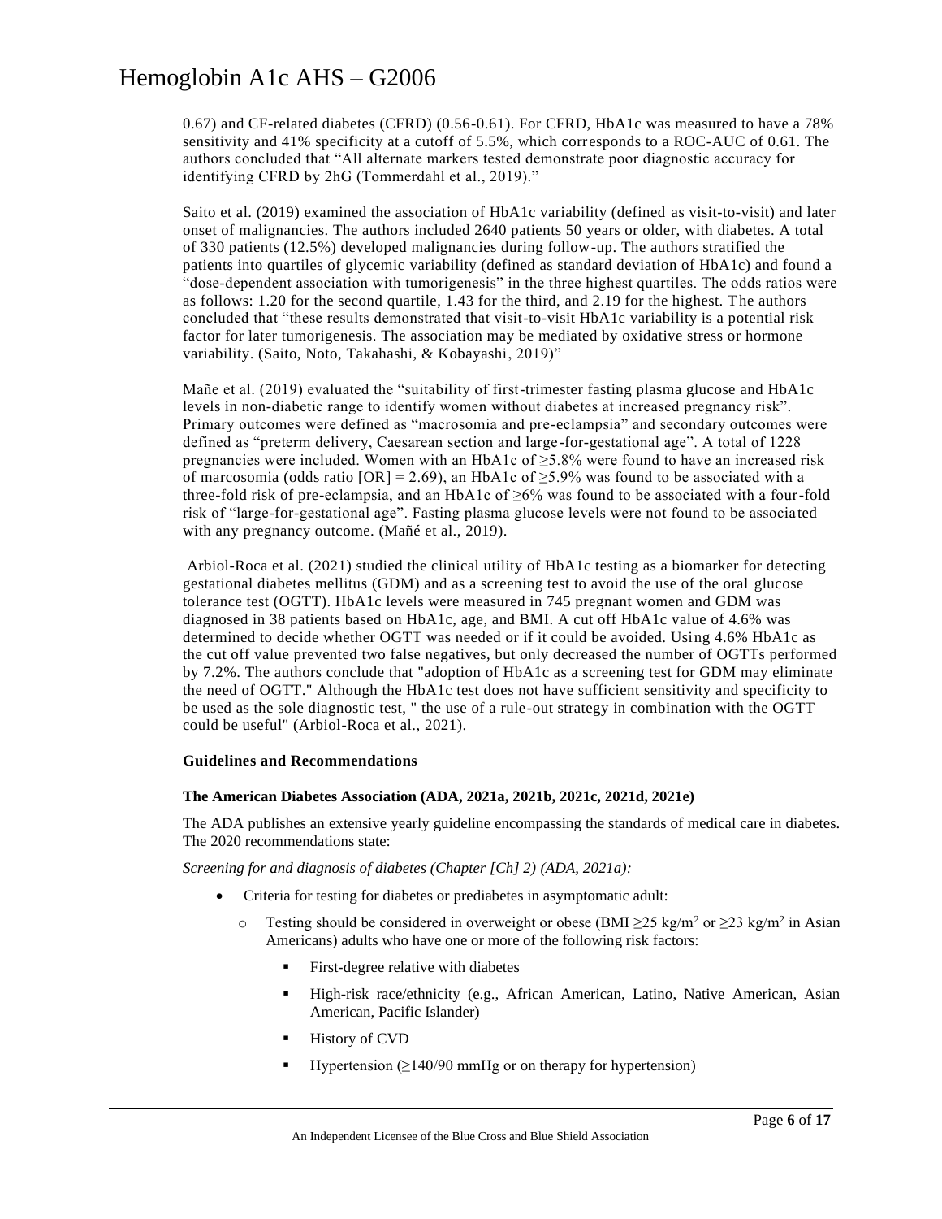0.67) and CF-related diabetes (CFRD) (0.56-0.61). For CFRD, HbA1c was measured to have a 78% sensitivity and 41% specificity at a cutoff of 5.5%, which corresponds to a ROC-AUC of 0.61. The authors concluded that "All alternate markers tested demonstrate poor diagnostic accuracy for identifying CFRD by 2hG (Tommerdahl et al., 2019)."

Saito et al. (2019) examined the association of HbA1c variability (defined as visit-to-visit) and later onset of malignancies. The authors included 2640 patients 50 years or older, with diabetes. A total of 330 patients (12.5%) developed malignancies during follow-up. The authors stratified the patients into quartiles of glycemic variability (defined as standard deviation of HbA1c) and found a "dose-dependent association with tumorigenesis" in the three highest quartiles. The odds ratios were as follows: 1.20 for the second quartile, 1.43 for the third, and 2.19 for the highest. The authors concluded that "these results demonstrated that visit-to-visit HbA1c variability is a potential risk factor for later tumorigenesis. The association may be mediated by oxidative stress or hormone variability. (Saito, Noto, Takahashi, & Kobayashi, 2019)"

Mañe et al. (2019) evaluated the "suitability of first-trimester fasting plasma glucose and HbA1c levels in non-diabetic range to identify women without diabetes at increased pregnancy risk". Primary outcomes were defined as "macrosomia and pre-eclampsia" and secondary outcomes were defined as "preterm delivery, Caesarean section and large-for-gestational age". A total of 1228 pregnancies were included. Women with an HbA1c of ≥5.8% were found to have an increased risk of marcosomia (odds ratio [OR] = 2.69), an HbA1c of ≥5.9% was found to be associated with a three-fold risk of pre-eclampsia, and an HbA1c of ≥6% was found to be associated with a four-fold risk of "large-for-gestational age". Fasting plasma glucose levels were not found to be associated with any pregnancy outcome. (Mañé et al., 2019).

Arbiol-Roca et al. (2021) studied the clinical utility of HbA1c testing as a biomarker for detecting gestational diabetes mellitus (GDM) and as a screening test to avoid the use of the oral glucose tolerance test (OGTT). HbA1c levels were measured in 745 pregnant women and GDM was diagnosed in 38 patients based on HbA1c, age, and BMI. A cut off HbA1c value of 4.6% was determined to decide whether OGTT was needed or if it could be avoided. Using 4.6% HbA1c as the cut off value prevented two false negatives, but only decreased the number of OGTTs performed by 7.2%. The authors conclude that "adoption of HbA1c as a screening test for GDM may eliminate the need of OGTT." Although the HbA1c test does not have sufficient sensitivity and specificity to be used as the sole diagnostic test, " the use of a rule-out strategy in combination with the OGTT could be useful" (Arbiol-Roca et al., 2021).

**Guidelines and Recommendations**

**The American Diabetes Association (ADA, 2021a, 2021b, 2021c, 2021d, 2021e)**

The ADA publishes an extensive yearly guideline encompassing the standards of medical care in diabetes. The 2020 recommendations state:

*Screening for and diagnosis of diabetes (Chapter [Ch] 2) (ADA, 2021a):*

- Criteria for testing for diabetes or prediabetes in asymptomatic adult:
  - Testing should be considered in overweight or obese (BMI ≥25 kg/m² or ≥23 kg/m² in Asian Americans) adults who have one or more of the following risk factors:
    - First-degree relative with diabetes
    - High-risk race/ethnicity (e.g., African American, Latino, Native American, Asian American, Pacific Islander)
    - History of CVD
    - Hypertension (≥140/90 mmHg or on therapy for hypertension)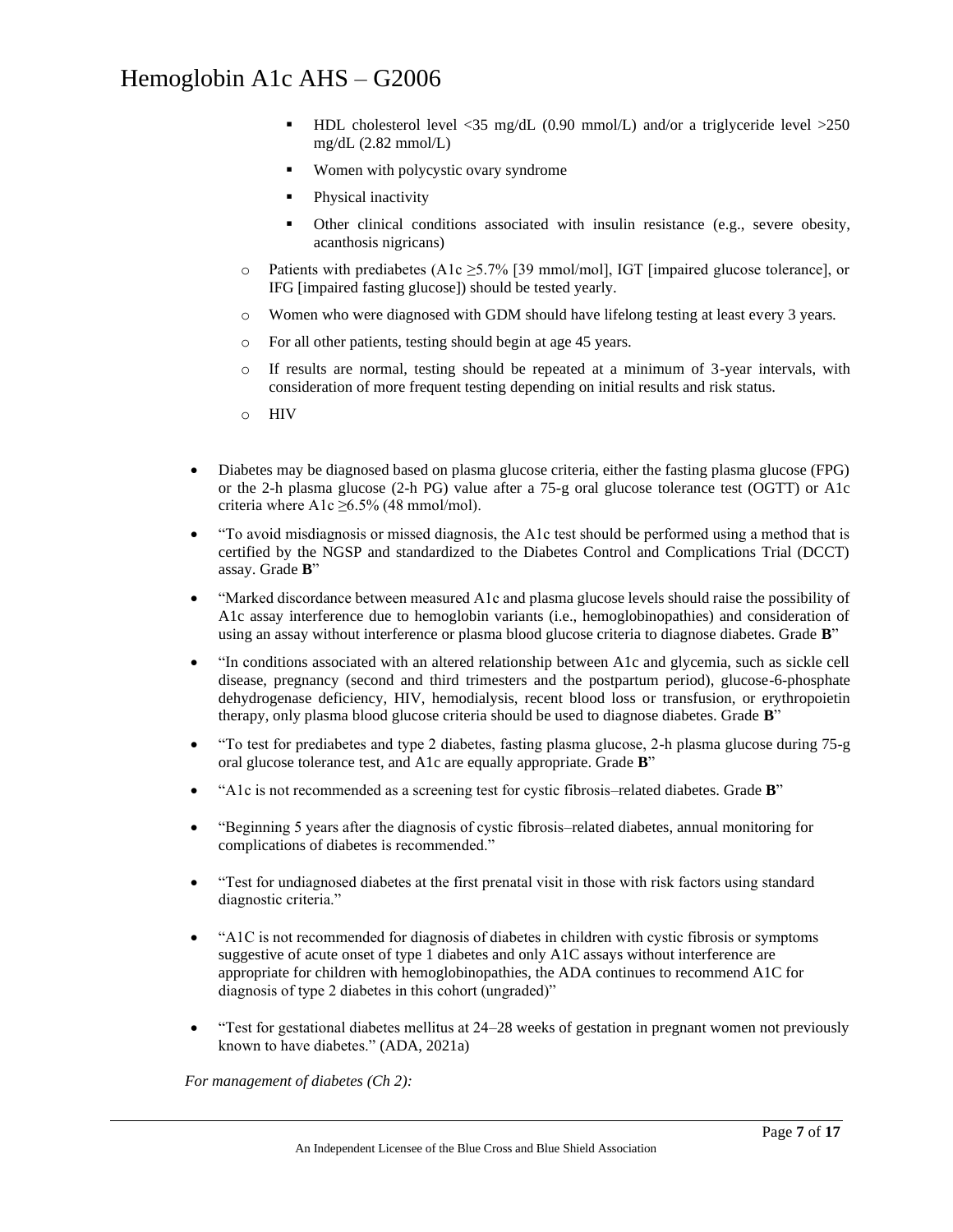- HDL cholesterol level <35 mg/dL (0.90 mmol/L) and/or a triglyceride level >250 mg/dL (2.82 mmol/L)
        - Women with polycystic ovary syndrome
        - Physical inactivity
        - Other clinical conditions associated with insulin resistance (e.g., severe obesity, acanthosis nigricans)
    - Patients with prediabetes (A1c ≥5.7% [39 mmol/mol], IGT [impaired glucose tolerance], or IFG [impaired fasting glucose]) should be tested yearly.
    - Women who were diagnosed with GDM should have lifelong testing at least every 3 years.
    - For all other patients, testing should begin at age 45 years.
    - If results are normal, testing should be repeated at a minimum of 3-year intervals, with consideration of more frequent testing depending on initial results and risk status.
    - HIV

- Diabetes may be diagnosed based on plasma glucose criteria, either the fasting plasma glucose (FPG) or the 2-h plasma glucose (2-h PG) value after a 75-g oral glucose tolerance test (OGTT) or A1c criteria where A1c ≥6.5% (48 mmol/mol).
- "To avoid misdiagnosis or missed diagnosis, the A1c test should be performed using a method that is certified by the NGSP and standardized to the Diabetes Control and Complications Trial (DCCT) assay. Grade **B**"
- "Marked discordance between measured A1c and plasma glucose levels should raise the possibility of A1c assay interference due to hemoglobin variants (i.e., hemoglobinopathies) and consideration of using an assay without interference or plasma blood glucose criteria to diagnose diabetes. Grade **B**"
- "In conditions associated with an altered relationship between A1c and glycemia, such as sickle cell disease, pregnancy (second and third trimesters and the postpartum period), glucose-6-phosphate dehydrogenase deficiency, HIV, hemodialysis, recent blood loss or transfusion, or erythropoietin therapy, only plasma blood glucose criteria should be used to diagnose diabetes. Grade **B**"
- "To test for prediabetes and type 2 diabetes, fasting plasma glucose, 2-h plasma glucose during 75-g oral glucose tolerance test, and A1c are equally appropriate. Grade **B**"
- "A1c is not recommended as a screening test for cystic fibrosis–related diabetes. Grade **B**"
- "Beginning 5 years after the diagnosis of cystic fibrosis–related diabetes, annual monitoring for complications of diabetes is recommended."
- "Test for undiagnosed diabetes at the first prenatal visit in those with risk factors using standard diagnostic criteria."
- "A1C is not recommended for diagnosis of diabetes in children with cystic fibrosis or symptoms suggestive of acute onset of type 1 diabetes and only A1C assays without interference are appropriate for children with hemoglobinopathies, the ADA continues to recommend A1C for diagnosis of type 2 diabetes in this cohort (ungraded)"
- "Test for gestational diabetes mellitus at 24–28 weeks of gestation in pregnant women not previously known to have diabetes." (ADA, 2021a)

*For management of diabetes (Ch 2):*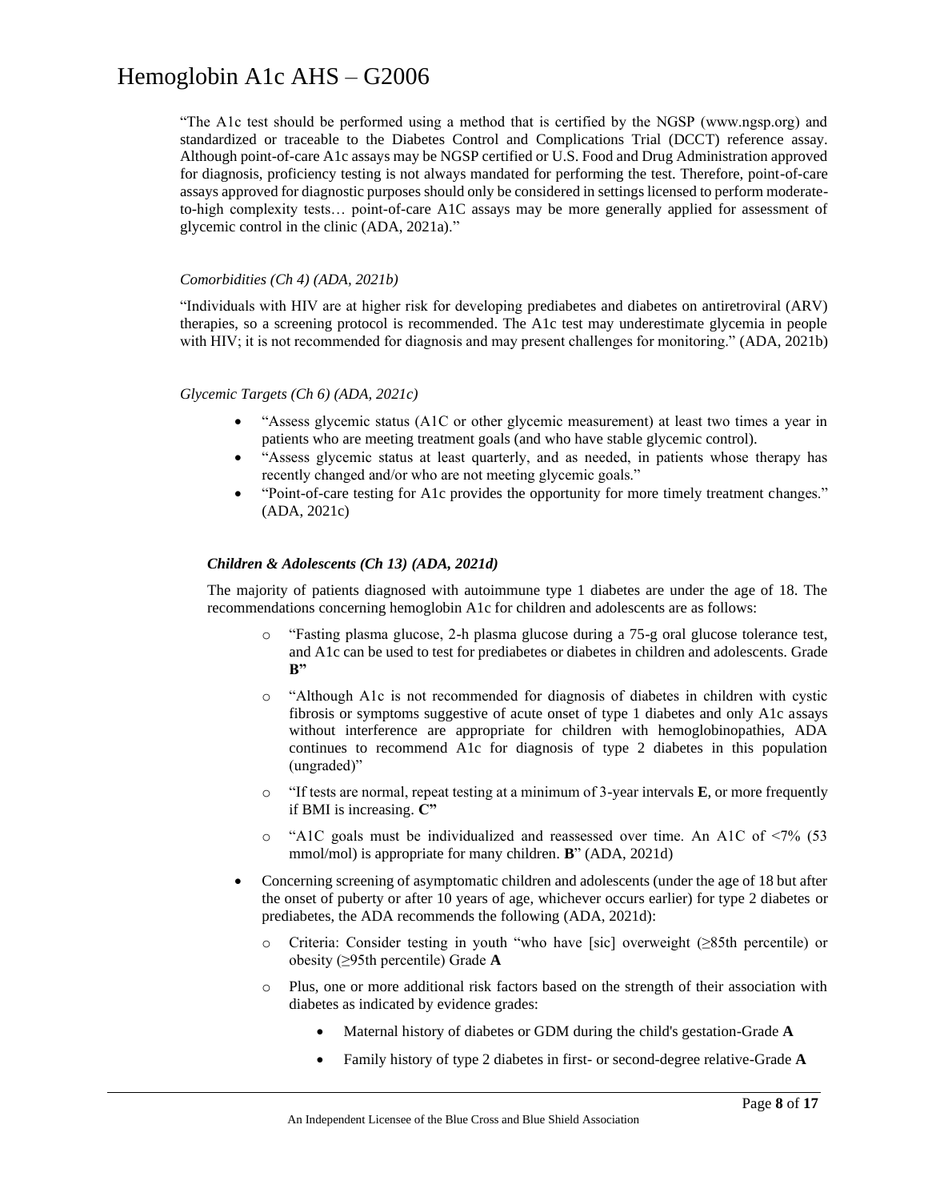"The A1c test should be performed using a method that is certified by the NGSP (www.ngsp.org) and standardized or traceable to the Diabetes Control and Complications Trial (DCCT) reference assay. Although point-of-care A1c assays may be NGSP certified or U.S. Food and Drug Administration approved for diagnosis, proficiency testing is not always mandated for performing the test. Therefore, point-of-care assays approved for diagnostic purposes should only be considered in settings licensed to perform moderate-to-high complexity tests… point-of-care A1C assays may be more generally applied for assessment of glycemic control in the clinic (ADA, 2021a)."

*Comorbidities (Ch 4) (ADA, 2021b)*

"Individuals with HIV are at higher risk for developing prediabetes and diabetes on antiretroviral (ARV) therapies, so a screening protocol is recommended. The A1c test may underestimate glycemia in people with HIV; it is not recommended for diagnosis and may present challenges for monitoring." (ADA, 2021b)

*Glycemic Targets (Ch 6) (ADA, 2021c)*

- "Assess glycemic status (A1C or other glycemic measurement) at least two times a year in patients who are meeting treatment goals (and who have stable glycemic control).
- "Assess glycemic status at least quarterly, and as needed, in patients whose therapy has recently changed and/or who are not meeting glycemic goals."
- "Point-of-care testing for A1c provides the opportunity for more timely treatment changes." (ADA, 2021c)

***Children & Adolescents (Ch 13) (ADA, 2021d)***

The majority of patients diagnosed with autoimmune type 1 diabetes are under the age of 18. The recommendations concerning hemoglobin A1c for children and adolescents are as follows:

- "Fasting plasma glucose, 2-h plasma glucose during a 75-g oral glucose tolerance test, and A1c can be used to test for prediabetes or diabetes in children and adolescents. Grade **B"**
- "Although A1c is not recommended for diagnosis of diabetes in children with cystic fibrosis or symptoms suggestive of acute onset of type 1 diabetes and only A1c assays without interference are appropriate for children with hemoglobinopathies, ADA continues to recommend A1c for diagnosis of type 2 diabetes in this population (ungraded)"
- "If tests are normal, repeat testing at a minimum of 3-year intervals **E**, or more frequently if BMI is increasing. **C"**
- "A1C goals must be individualized and reassessed over time. An A1C of <7% (53 mmol/mol) is appropriate for many children. **B**" (ADA, 2021d)

- Concerning screening of asymptomatic children and adolescents (under the age of 18 but after the onset of puberty or after 10 years of age, whichever occurs earlier) for type 2 diabetes or prediabetes, the ADA recommends the following (ADA, 2021d):
  - Criteria: Consider testing in youth "who have [sic] overweight (≥85th percentile) or obesity (≥95th percentile) Grade **A**
  - Plus, one or more additional risk factors based on the strength of their association with diabetes as indicated by evidence grades:
    - Maternal history of diabetes or GDM during the child's gestation-Grade **A**
    - Family history of type 2 diabetes in first- or second-degree relative-Grade **A**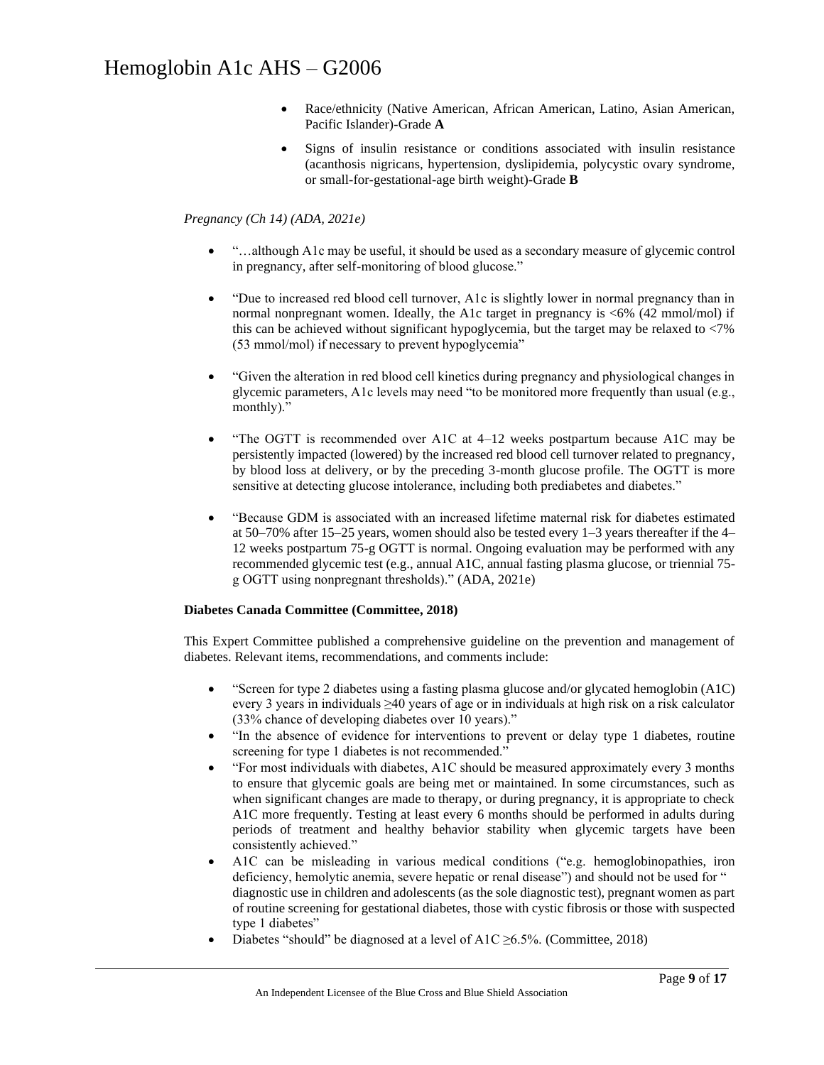- Race/ethnicity (Native American, African American, Latino, Asian American, Pacific Islander)-Grade **A**
- Signs of insulin resistance or conditions associated with insulin resistance (acanthosis nigricans, hypertension, dyslipidemia, polycystic ovary syndrome, or small-for-gestational-age birth weight)-Grade **B**

*Pregnancy (Ch 14) (ADA, 2021e)*

- "…although A1c may be useful, it should be used as a secondary measure of glycemic control in pregnancy, after self-monitoring of blood glucose."
- "Due to increased red blood cell turnover, A1c is slightly lower in normal pregnancy than in normal nonpregnant women. Ideally, the A1c target in pregnancy is <6% (42 mmol/mol) if this can be achieved without significant hypoglycemia, but the target may be relaxed to <7% (53 mmol/mol) if necessary to prevent hypoglycemia"
- "Given the alteration in red blood cell kinetics during pregnancy and physiological changes in glycemic parameters, A1c levels may need "to be monitored more frequently than usual (e.g., monthly)."
- "The OGTT is recommended over A1C at 4–12 weeks postpartum because A1C may be persistently impacted (lowered) by the increased red blood cell turnover related to pregnancy, by blood loss at delivery, or by the preceding 3-month glucose profile. The OGTT is more sensitive at detecting glucose intolerance, including both prediabetes and diabetes."
- "Because GDM is associated with an increased lifetime maternal risk for diabetes estimated at 50–70% after 15–25 years, women should also be tested every 1–3 years thereafter if the 4–12 weeks postpartum 75-g OGTT is normal. Ongoing evaluation may be performed with any recommended glycemic test (e.g., annual A1C, annual fasting plasma glucose, or triennial 75-g OGTT using nonpregnant thresholds)." (ADA, 2021e)

**Diabetes Canada Committee (Committee, 2018)**

This Expert Committee published a comprehensive guideline on the prevention and management of diabetes. Relevant items, recommendations, and comments include:

- "Screen for type 2 diabetes using a fasting plasma glucose and/or glycated hemoglobin (A1C) every 3 years in individuals ≥40 years of age or in individuals at high risk on a risk calculator (33% chance of developing diabetes over 10 years)."
- "In the absence of evidence for interventions to prevent or delay type 1 diabetes, routine screening for type 1 diabetes is not recommended."
- "For most individuals with diabetes, A1C should be measured approximately every 3 months to ensure that glycemic goals are being met or maintained. In some circumstances, such as when significant changes are made to therapy, or during pregnancy, it is appropriate to check A1C more frequently. Testing at least every 6 months should be performed in adults during periods of treatment and healthy behavior stability when glycemic targets have been consistently achieved."
- A1C can be misleading in various medical conditions ("e.g. hemoglobinopathies, iron deficiency, hemolytic anemia, severe hepatic or renal disease") and should not be used for " diagnostic use in children and adolescents (as the sole diagnostic test), pregnant women as part of routine screening for gestational diabetes, those with cystic fibrosis or those with suspected type 1 diabetes"
- Diabetes "should" be diagnosed at a level of A1C ≥6.5%. (Committee, 2018)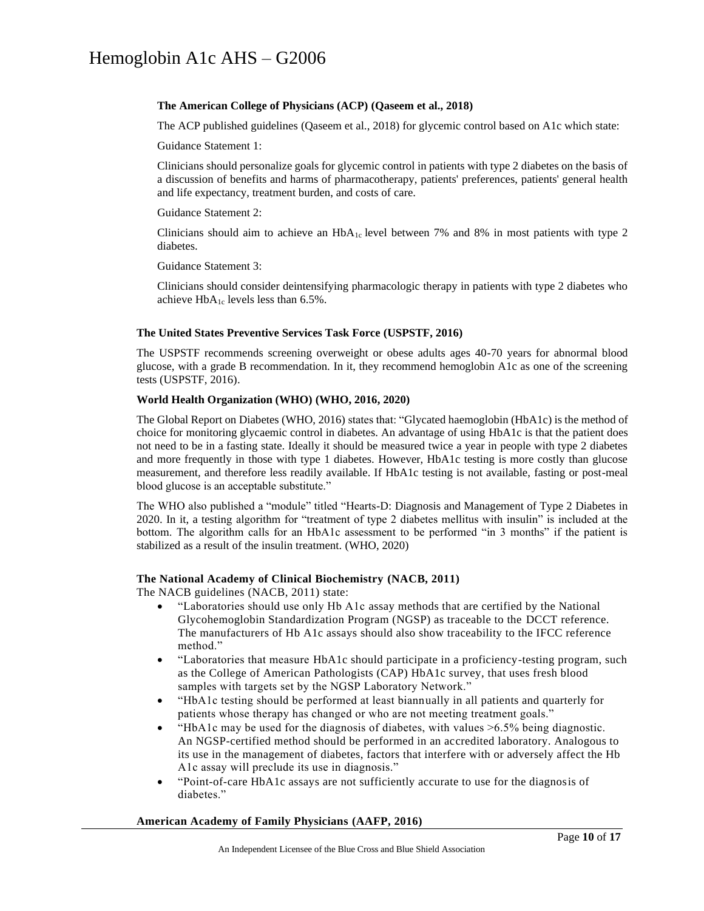**The American College of Physicians (ACP) (Qaseem et al., 2018)**

The ACP published guidelines (Qaseem et al., 2018) for glycemic control based on A1c which state:

Guidance Statement 1:

Clinicians should personalize goals for glycemic control in patients with type 2 diabetes on the basis of a discussion of benefits and harms of pharmacotherapy, patients' preferences, patients' general health and life expectancy, treatment burden, and costs of care.

Guidance Statement 2:

Clinicians should aim to achieve an $HbA_{1c}$ level between 7% and 8% in most patients with type 2 diabetes.

Guidance Statement 3:

Clinicians should consider deintensifying pharmacologic therapy in patients with type 2 diabetes who achieve $HbA_{1c}$ levels less than 6.5%.

**The United States Preventive Services Task Force (USPSTF, 2016)**

The USPSTF recommends screening overweight or obese adults ages 40-70 years for abnormal blood glucose, with a grade B recommendation. In it, they recommend hemoglobin A1c as one of the screening tests (USPSTF, 2016).

**World Health Organization (WHO) (WHO, 2016, 2020)**

The Global Report on Diabetes (WHO, 2016) states that: "Glycated haemoglobin (HbA1c) is the method of choice for monitoring glycaemic control in diabetes. An advantage of using HbA1c is that the patient does not need to be in a fasting state. Ideally it should be measured twice a year in people with type 2 diabetes and more frequently in those with type 1 diabetes. However, HbA1c testing is more costly than glucose measurement, and therefore less readily available. If HbA1c testing is not available, fasting or post-meal blood glucose is an acceptable substitute."

The WHO also published a "module" titled "Hearts-D: Diagnosis and Management of Type 2 Diabetes in 2020. In it, a testing algorithm for "treatment of type 2 diabetes mellitus with insulin" is included at the bottom. The algorithm calls for an HbA1c assessment to be performed "in 3 months" if the patient is stabilized as a result of the insulin treatment. (WHO, 2020)

**The National Academy of Clinical Biochemistry (NACB, 2011)**

The NACB guidelines (NACB, 2011) state:

- "Laboratories should use only Hb A1c assay methods that are certified by the National Glycohemoglobin Standardization Program (NGSP) as traceable to the DCCT reference. The manufacturers of Hb A1c assays should also show traceability to the IFCC reference method."
- "Laboratories that measure HbA1c should participate in a proficiency-testing program, such as the College of American Pathologists (CAP) HbA1c survey, that uses fresh blood samples with targets set by the NGSP Laboratory Network."
- "HbA1c testing should be performed at least biannually in all patients and quarterly for patients whose therapy has changed or who are not meeting treatment goals."
- "HbA1c may be used for the diagnosis of diabetes, with values >6.5% being diagnostic. An NGSP-certified method should be performed in an accredited laboratory. Analogous to its use in the management of diabetes, factors that interfere with or adversely affect the Hb A1c assay will preclude its use in diagnosis."
- "Point-of-care HbA1c assays are not sufficiently accurate to use for the diagnosis of diabetes."

**American Academy of Family Physicians (AAFP, 2016)**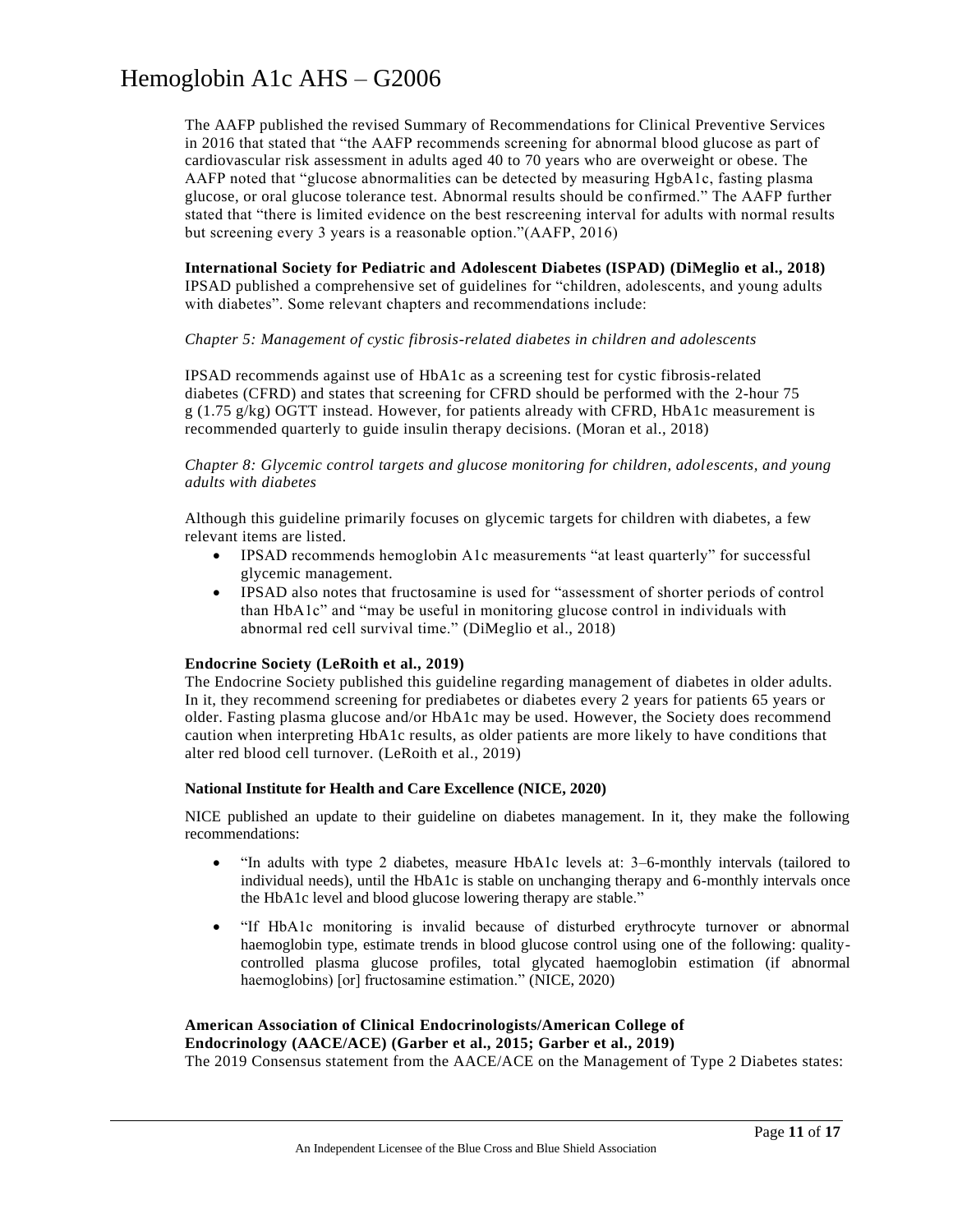The AAFP published the revised Summary of Recommendations for Clinical Preventive Services in 2016 that stated that "the AAFP recommends screening for abnormal blood glucose as part of cardiovascular risk assessment in adults aged 40 to 70 years who are overweight or obese. The AAFP noted that "glucose abnormalities can be detected by measuring HgbA1c, fasting plasma glucose, or oral glucose tolerance test. Abnormal results should be confirmed." The AAFP further stated that "there is limited evidence on the best rescreening interval for adults with normal results but screening every 3 years is a reasonable option."(AAFP, 2016)

**International Society for Pediatric and Adolescent Diabetes (ISPAD) (DiMeglio et al., 2018)**
IPSAD published a comprehensive set of guidelines for "children, adolescents, and young adults with diabetes". Some relevant chapters and recommendations include:

*Chapter 5: Management of cystic fibrosis-related diabetes in children and adolescents*

IPSAD recommends against use of HbA1c as a screening test for cystic fibrosis-related diabetes (CFRD) and states that screening for CFRD should be performed with the 2-hour 75 g (1.75 g/kg) OGTT instead. However, for patients already with CFRD, HbA1c measurement is recommended quarterly to guide insulin therapy decisions. (Moran et al., 2018)

*Chapter 8: Glycemic control targets and glucose monitoring for children, adolescents, and young adults with diabetes*

Although this guideline primarily focuses on glycemic targets for children with diabetes, a few relevant items are listed.

- IPSAD recommends hemoglobin A1c measurements "at least quarterly" for successful glycemic management.
- IPSAD also notes that fructosamine is used for "assessment of shorter periods of control than HbA1c" and "may be useful in monitoring glucose control in individuals with abnormal red cell survival time." (DiMeglio et al., 2018)

**Endocrine Society (LeRoith et al., 2019)**
The Endocrine Society published this guideline regarding management of diabetes in older adults. In it, they recommend screening for prediabetes or diabetes every 2 years for patients 65 years or older. Fasting plasma glucose and/or HbA1c may be used. However, the Society does recommend caution when interpreting HbA1c results, as older patients are more likely to have conditions that alter red blood cell turnover. (LeRoith et al., 2019)

**National Institute for Health and Care Excellence (NICE, 2020)**

NICE published an update to their guideline on diabetes management. In it, they make the following recommendations:

- "In adults with type 2 diabetes, measure HbA1c levels at: 3–6-monthly intervals (tailored to individual needs), until the HbA1c is stable on unchanging therapy and 6-monthly intervals once the HbA1c level and blood glucose lowering therapy are stable."
- "If HbA1c monitoring is invalid because of disturbed erythrocyte turnover or abnormal haemoglobin type, estimate trends in blood glucose control using one of the following: quality-controlled plasma glucose profiles, total glycated haemoglobin estimation (if abnormal haemoglobins) [or] fructosamine estimation." (NICE, 2020)

**American Association of Clinical Endocrinologists/American College of Endocrinology (AACE/ACE) (Garber et al., 2015; Garber et al., 2019)**
The 2019 Consensus statement from the AACE/ACE on the Management of Type 2 Diabetes states: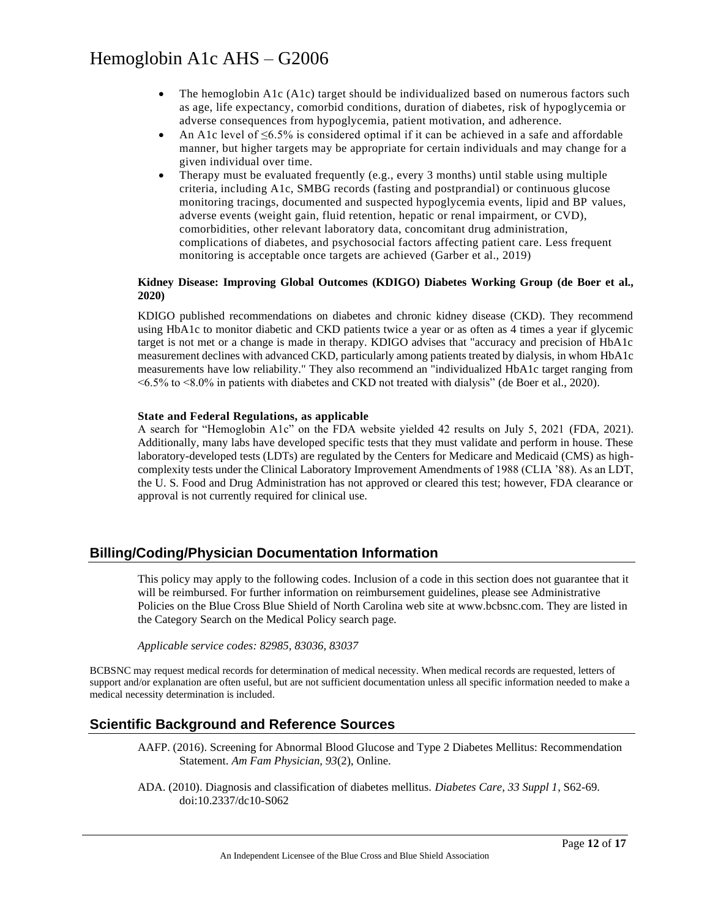- The hemoglobin A1c (A1c) target should be individualized based on numerous factors such as age, life expectancy, comorbid conditions, duration of diabetes, risk of hypoglycemia or adverse consequences from hypoglycemia, patient motivation, and adherence.
- An A1c level of ≤6.5% is considered optimal if it can be achieved in a safe and affordable manner, but higher targets may be appropriate for certain individuals and may change for a given individual over time.
- Therapy must be evaluated frequently (e.g., every 3 months) until stable using multiple criteria, including A1c, SMBG records (fasting and postprandial) or continuous glucose monitoring tracings, documented and suspected hypoglycemia events, lipid and BP values, adverse events (weight gain, fluid retention, hepatic or renal impairment, or CVD), comorbidities, other relevant laboratory data, concomitant drug administration, complications of diabetes, and psychosocial factors affecting patient care. Less frequent monitoring is acceptable once targets are achieved (Garber et al., 2019)

**Kidney Disease: Improving Global Outcomes (KDIGO) Diabetes Working Group (de Boer et al., 2020)**

KDIGO published recommendations on diabetes and chronic kidney disease (CKD). They recommend using HbA1c to monitor diabetic and CKD patients twice a year or as often as 4 times a year if glycemic target is not met or a change is made in therapy. KDIGO advises that "accuracy and precision of HbA1c measurement declines with advanced CKD, particularly among patients treated by dialysis, in whom HbA1c measurements have low reliability." They also recommend an "individualized HbA1c target ranging from <6.5% to <8.0% in patients with diabetes and CKD not treated with dialysis" (de Boer et al., 2020).

**State and Federal Regulations, as applicable**

A search for "Hemoglobin A1c" on the FDA website yielded 42 results on July 5, 2021 (FDA, 2021). Additionally, many labs have developed specific tests that they must validate and perform in house. These laboratory-developed tests (LDTs) are regulated by the Centers for Medicare and Medicaid (CMS) as high-complexity tests under the Clinical Laboratory Improvement Amendments of 1988 (CLIA '88). As an LDT, the U. S. Food and Drug Administration has not approved or cleared this test; however, FDA clearance or approval is not currently required for clinical use.

## Billing/Coding/Physician Documentation Information

This policy may apply to the following codes. Inclusion of a code in this section does not guarantee that it will be reimbursed. For further information on reimbursement guidelines, please see Administrative Policies on the Blue Cross Blue Shield of North Carolina web site at www.bcbsnc.com. They are listed in the Category Search on the Medical Policy search page.

*Applicable service codes: 82985, 83036, 83037*

BCBSNC may request medical records for determination of medical necessity. When medical records are requested, letters of support and/or explanation are often useful, but are not sufficient documentation unless all specific information needed to make a medical necessity determination is included.

## Scientific Background and Reference Sources

AAFP. (2016). Screening for Abnormal Blood Glucose and Type 2 Diabetes Mellitus: Recommendation Statement. *Am Fam Physician, 93*(2), Online.

ADA. (2010). Diagnosis and classification of diabetes mellitus. *Diabetes Care, 33 Suppl 1*, S62-69. doi:10.2337/dc10-S062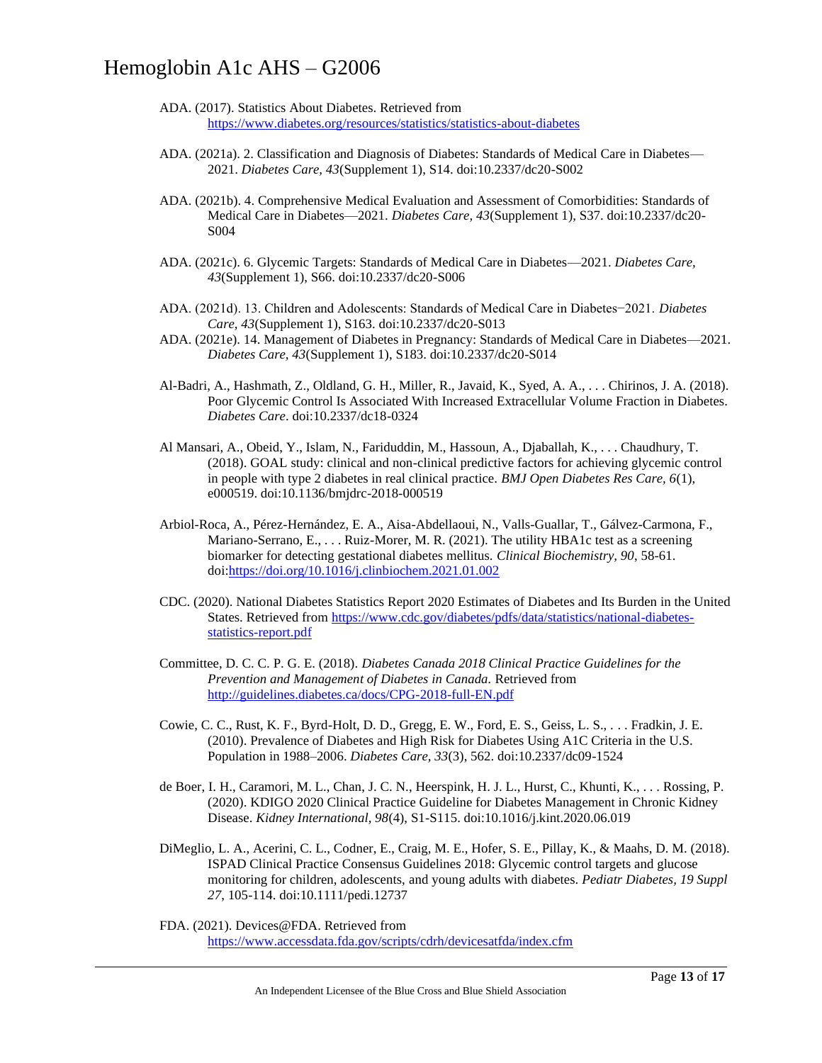ADA. (2017). Statistics About Diabetes. Retrieved from https://www.diabetes.org/resources/statistics/statistics-about-diabetes

ADA. (2021a). 2. Classification and Diagnosis of Diabetes: Standards of Medical Care in Diabetes—2021. *Diabetes Care, 43*(Supplement 1), S14. doi:10.2337/dc20-S002

ADA. (2021b). 4. Comprehensive Medical Evaluation and Assessment of Comorbidities: Standards of Medical Care in Diabetes—2021. *Diabetes Care, 43*(Supplement 1), S37. doi:10.2337/dc20-S004

ADA. (2021c). 6. Glycemic Targets: Standards of Medical Care in Diabetes—2021. *Diabetes Care, 43*(Supplement 1), S66. doi:10.2337/dc20-S006

ADA. (2021d). 13. Children and Adolescents: Standards of Medical Care in Diabetes−2021. *Diabetes Care, 43*(Supplement 1), S163. doi:10.2337/dc20-S013

ADA. (2021e). 14. Management of Diabetes in Pregnancy: Standards of Medical Care in Diabetes—2021. *Diabetes Care, 43*(Supplement 1), S183. doi:10.2337/dc20-S014

Al-Badri, A., Hashmath, Z., Oldland, G. H., Miller, R., Javaid, K., Syed, A. A., . . . Chirinos, J. A. (2018). Poor Glycemic Control Is Associated With Increased Extracellular Volume Fraction in Diabetes. *Diabetes Care*. doi:10.2337/dc18-0324

Al Mansari, A., Obeid, Y., Islam, N., Fariduddin, M., Hassoun, A., Djaballah, K., . . . Chaudhury, T. (2018). GOAL study: clinical and non-clinical predictive factors for achieving glycemic control in people with type 2 diabetes in real clinical practice. *BMJ Open Diabetes Res Care, 6*(1), e000519. doi:10.1136/bmjdrc-2018-000519

Arbiol-Roca, A., Pérez-Hernández, E. A., Aisa-Abdellaoui, N., Valls-Guallar, T., Gálvez-Carmona, F., Mariano-Serrano, E., . . . Ruiz-Morer, M. R. (2021). The utility HBA1c test as a screening biomarker for detecting gestational diabetes mellitus. *Clinical Biochemistry, 90*, 58-61. doi:https://doi.org/10.1016/j.clinbiochem.2021.01.002

CDC. (2020). National Diabetes Statistics Report 2020 Estimates of Diabetes and Its Burden in the United States. Retrieved from https://www.cdc.gov/diabetes/pdfs/data/statistics/national-diabetes-statistics-report.pdf

Committee, D. C. C. P. G. E. (2018). *Diabetes Canada 2018 Clinical Practice Guidelines for the Prevention and Management of Diabetes in Canada.* Retrieved from http://guidelines.diabetes.ca/docs/CPG-2018-full-EN.pdf

Cowie, C. C., Rust, K. F., Byrd-Holt, D. D., Gregg, E. W., Ford, E. S., Geiss, L. S., . . . Fradkin, J. E. (2010). Prevalence of Diabetes and High Risk for Diabetes Using A1C Criteria in the U.S. Population in 1988–2006. *Diabetes Care, 33*(3), 562. doi:10.2337/dc09-1524

de Boer, I. H., Caramori, M. L., Chan, J. C. N., Heerspink, H. J. L., Hurst, C., Khunti, K., . . . Rossing, P. (2020). KDIGO 2020 Clinical Practice Guideline for Diabetes Management in Chronic Kidney Disease. *Kidney International, 98*(4), S1-S115. doi:10.1016/j.kint.2020.06.019

DiMeglio, L. A., Acerini, C. L., Codner, E., Craig, M. E., Hofer, S. E., Pillay, K., & Maahs, D. M. (2018). ISPAD Clinical Practice Consensus Guidelines 2018: Glycemic control targets and glucose monitoring for children, adolescents, and young adults with diabetes. *Pediatr Diabetes, 19 Suppl 27*, 105-114. doi:10.1111/pedi.12737

FDA. (2021). Devices@FDA. Retrieved from https://www.accessdata.fda.gov/scripts/cdrh/devicesatfda/index.cfm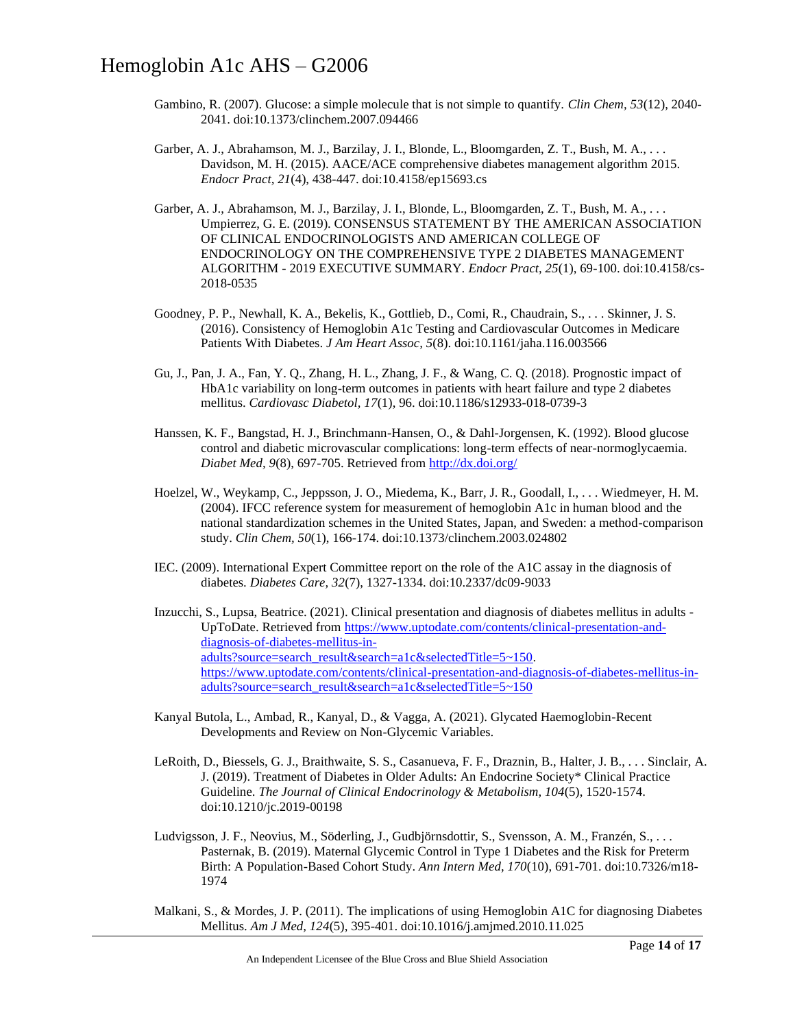Gambino, R. (2007). Glucose: a simple molecule that is not simple to quantify. *Clin Chem, 53*(12), 2040-2041. doi:10.1373/clinchem.2007.094466

Garber, A. J., Abrahamson, M. J., Barzilay, J. I., Blonde, L., Bloomgarden, Z. T., Bush, M. A., . . . Davidson, M. H. (2015). AACE/ACE comprehensive diabetes management algorithm 2015. *Endocr Pract, 21*(4), 438-447. doi:10.4158/ep15693.cs

Garber, A. J., Abrahamson, M. J., Barzilay, J. I., Blonde, L., Bloomgarden, Z. T., Bush, M. A., . . . Umpierrez, G. E. (2019). CONSENSUS STATEMENT BY THE AMERICAN ASSOCIATION OF CLINICAL ENDOCRINOLOGISTS AND AMERICAN COLLEGE OF ENDOCRINOLOGY ON THE COMPREHENSIVE TYPE 2 DIABETES MANAGEMENT ALGORITHM - 2019 EXECUTIVE SUMMARY. *Endocr Pract, 25*(1), 69-100. doi:10.4158/cs-2018-0535

Goodney, P. P., Newhall, K. A., Bekelis, K., Gottlieb, D., Comi, R., Chaudrain, S., . . . Skinner, J. S. (2016). Consistency of Hemoglobin A1c Testing and Cardiovascular Outcomes in Medicare Patients With Diabetes. *J Am Heart Assoc, 5*(8). doi:10.1161/jaha.116.003566

Gu, J., Pan, J. A., Fan, Y. Q., Zhang, H. L., Zhang, J. F., & Wang, C. Q. (2018). Prognostic impact of HbA1c variability on long-term outcomes in patients with heart failure and type 2 diabetes mellitus. *Cardiovasc Diabetol, 17*(1), 96. doi:10.1186/s12933-018-0739-3

Hanssen, K. F., Bangstad, H. J., Brinchmann-Hansen, O., & Dahl-Jorgensen, K. (1992). Blood glucose control and diabetic microvascular complications: long-term effects of near-normoglycaemia. *Diabet Med, 9*(8), 697-705. Retrieved from http://dx.doi.org/

Hoelzel, W., Weykamp, C., Jeppsson, J. O., Miedema, K., Barr, J. R., Goodall, I., . . . Wiedmeyer, H. M. (2004). IFCC reference system for measurement of hemoglobin A1c in human blood and the national standardization schemes in the United States, Japan, and Sweden: a method-comparison study. *Clin Chem, 50*(1), 166-174. doi:10.1373/clinchem.2003.024802

IEC. (2009). International Expert Committee report on the role of the A1C assay in the diagnosis of diabetes. *Diabetes Care, 32*(7), 1327-1334. doi:10.2337/dc09-9033

Inzucchi, S., Lupsa, Beatrice. (2021). Clinical presentation and diagnosis of diabetes mellitus in adults - UpToDate. Retrieved from https://www.uptodate.com/contents/clinical-presentation-and-diagnosis-of-diabetes-mellitus-in-adults?source=search_result&search=a1c&selectedTitle=5~150. https://www.uptodate.com/contents/clinical-presentation-and-diagnosis-of-diabetes-mellitus-in-adults?source=search_result&search=a1c&selectedTitle=5~150

Kanyal Butola, L., Ambad, R., Kanyal, D., & Vagga, A. (2021). Glycated Haemoglobin-Recent Developments and Review on Non-Glycemic Variables.

LeRoith, D., Biessels, G. J., Braithwaite, S. S., Casanueva, F. F., Draznin, B., Halter, J. B., . . . Sinclair, A. J. (2019). Treatment of Diabetes in Older Adults: An Endocrine Society* Clinical Practice Guideline. *The Journal of Clinical Endocrinology & Metabolism, 104*(5), 1520-1574. doi:10.1210/jc.2019-00198

Ludvigsson, J. F., Neovius, M., Söderling, J., Gudbjörnsdottir, S., Svensson, A. M., Franzén, S., . . . Pasternak, B. (2019). Maternal Glycemic Control in Type 1 Diabetes and the Risk for Preterm Birth: A Population-Based Cohort Study. *Ann Intern Med, 170*(10), 691-701. doi:10.7326/m18-1974

Malkani, S., & Mordes, J. P. (2011). The implications of using Hemoglobin A1C for diagnosing Diabetes Mellitus. *Am J Med, 124*(5), 395-401. doi:10.1016/j.amjmed.2010.11.025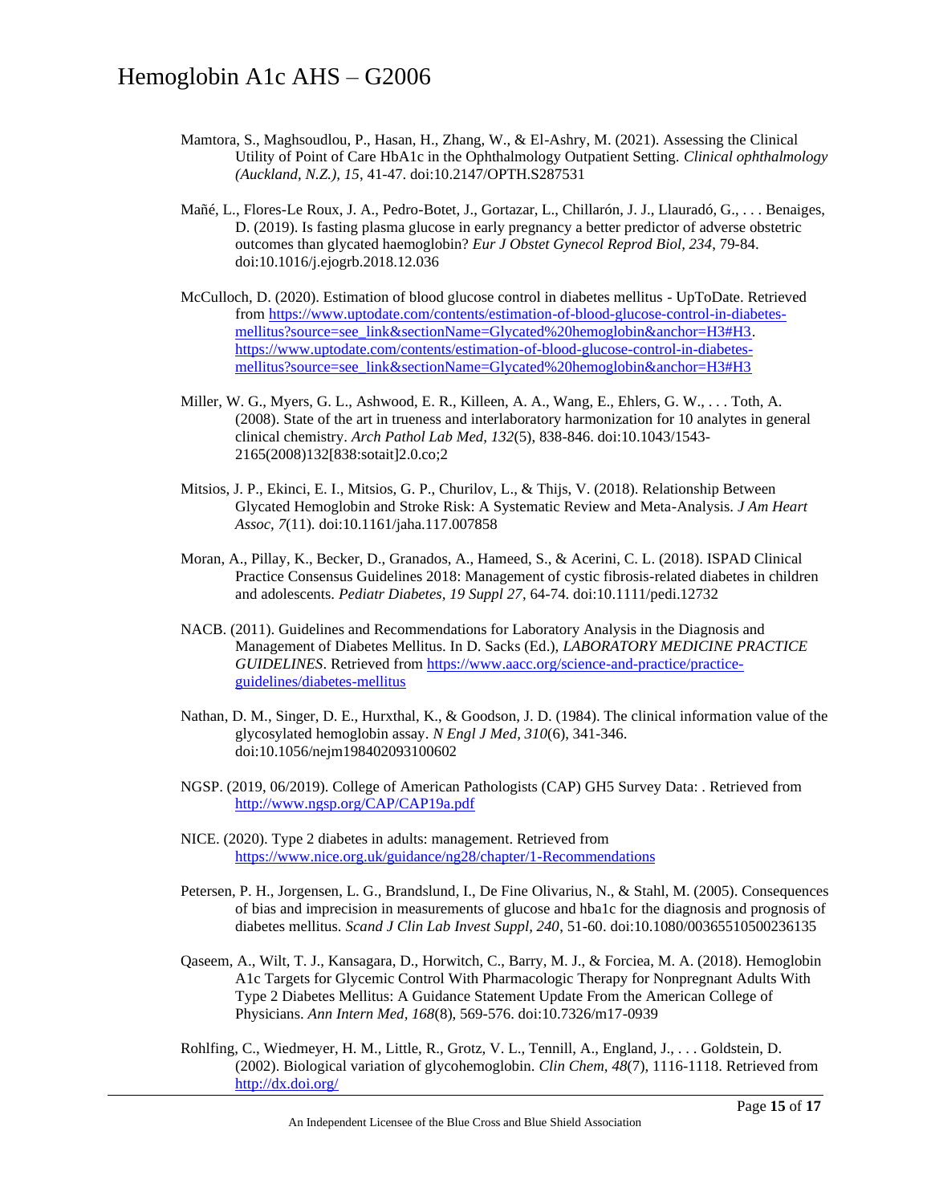Mamtora, S., Maghsoudlou, P., Hasan, H., Zhang, W., & El-Ashry, M. (2021). Assessing the Clinical Utility of Point of Care HbA1c in the Ophthalmology Outpatient Setting. *Clinical ophthalmology (Auckland, N.Z.), 15*, 41-47. doi:10.2147/OPTH.S287531

Mañé, L., Flores-Le Roux, J. A., Pedro-Botet, J., Gortazar, L., Chillarón, J. J., Llauradó, G., . . . Benaiges, D. (2019). Is fasting plasma glucose in early pregnancy a better predictor of adverse obstetric outcomes than glycated haemoglobin? *Eur J Obstet Gynecol Reprod Biol, 234*, 79-84. doi:10.1016/j.ejogrb.2018.12.036

McCulloch, D. (2020). Estimation of blood glucose control in diabetes mellitus - UpToDate. Retrieved from https://www.uptodate.com/contents/estimation-of-blood-glucose-control-in-diabetes-mellitus?source=see_link&sectionName=Glycated%20hemoglobin&anchor=H3#H3. https://www.uptodate.com/contents/estimation-of-blood-glucose-control-in-diabetes-mellitus?source=see_link&sectionName=Glycated%20hemoglobin&anchor=H3#H3

Miller, W. G., Myers, G. L., Ashwood, E. R., Killeen, A. A., Wang, E., Ehlers, G. W., . . . Toth, A. (2008). State of the art in trueness and interlaboratory harmonization for 10 analytes in general clinical chemistry. *Arch Pathol Lab Med, 132*(5), 838-846. doi:10.1043/1543-2165(2008)132[838:sotait]2.0.co;2

Mitsios, J. P., Ekinci, E. I., Mitsios, G. P., Churilov, L., & Thijs, V. (2018). Relationship Between Glycated Hemoglobin and Stroke Risk: A Systematic Review and Meta-Analysis. *J Am Heart Assoc, 7*(11). doi:10.1161/jaha.117.007858

Moran, A., Pillay, K., Becker, D., Granados, A., Hameed, S., & Acerini, C. L. (2018). ISPAD Clinical Practice Consensus Guidelines 2018: Management of cystic fibrosis-related diabetes in children and adolescents. *Pediatr Diabetes, 19 Suppl 27*, 64-74. doi:10.1111/pedi.12732

NACB. (2011). Guidelines and Recommendations for Laboratory Analysis in the Diagnosis and Management of Diabetes Mellitus. In D. Sacks (Ed.), *LABORATORY MEDICINE PRACTICE GUIDELINES*. Retrieved from https://www.aacc.org/science-and-practice/practice-guidelines/diabetes-mellitus

Nathan, D. M., Singer, D. E., Hurxthal, K., & Goodson, J. D. (1984). The clinical information value of the glycosylated hemoglobin assay. *N Engl J Med, 310*(6), 341-346. doi:10.1056/nejm198402093100602

NGSP. (2019, 06/2019). College of American Pathologists (CAP) GH5 Survey Data: . Retrieved from http://www.ngsp.org/CAP/CAP19a.pdf

NICE. (2020). Type 2 diabetes in adults: management. Retrieved from https://www.nice.org.uk/guidance/ng28/chapter/1-Recommendations

Petersen, P. H., Jorgensen, L. G., Brandslund, I., De Fine Olivarius, N., & Stahl, M. (2005). Consequences of bias and imprecision in measurements of glucose and hba1c for the diagnosis and prognosis of diabetes mellitus. *Scand J Clin Lab Invest Suppl, 240*, 51-60. doi:10.1080/00365510500236135

Qaseem, A., Wilt, T. J., Kansagara, D., Horwitch, C., Barry, M. J., & Forciea, M. A. (2018). Hemoglobin A1c Targets for Glycemic Control With Pharmacologic Therapy for Nonpregnant Adults With Type 2 Diabetes Mellitus: A Guidance Statement Update From the American College of Physicians. *Ann Intern Med, 168*(8), 569-576. doi:10.7326/m17-0939

Rohlfing, C., Wiedmeyer, H. M., Little, R., Grotz, V. L., Tennill, A., England, J., . . . Goldstein, D. (2002). Biological variation of glycohemoglobin. *Clin Chem, 48*(7), 1116-1118. Retrieved from http://dx.doi.org/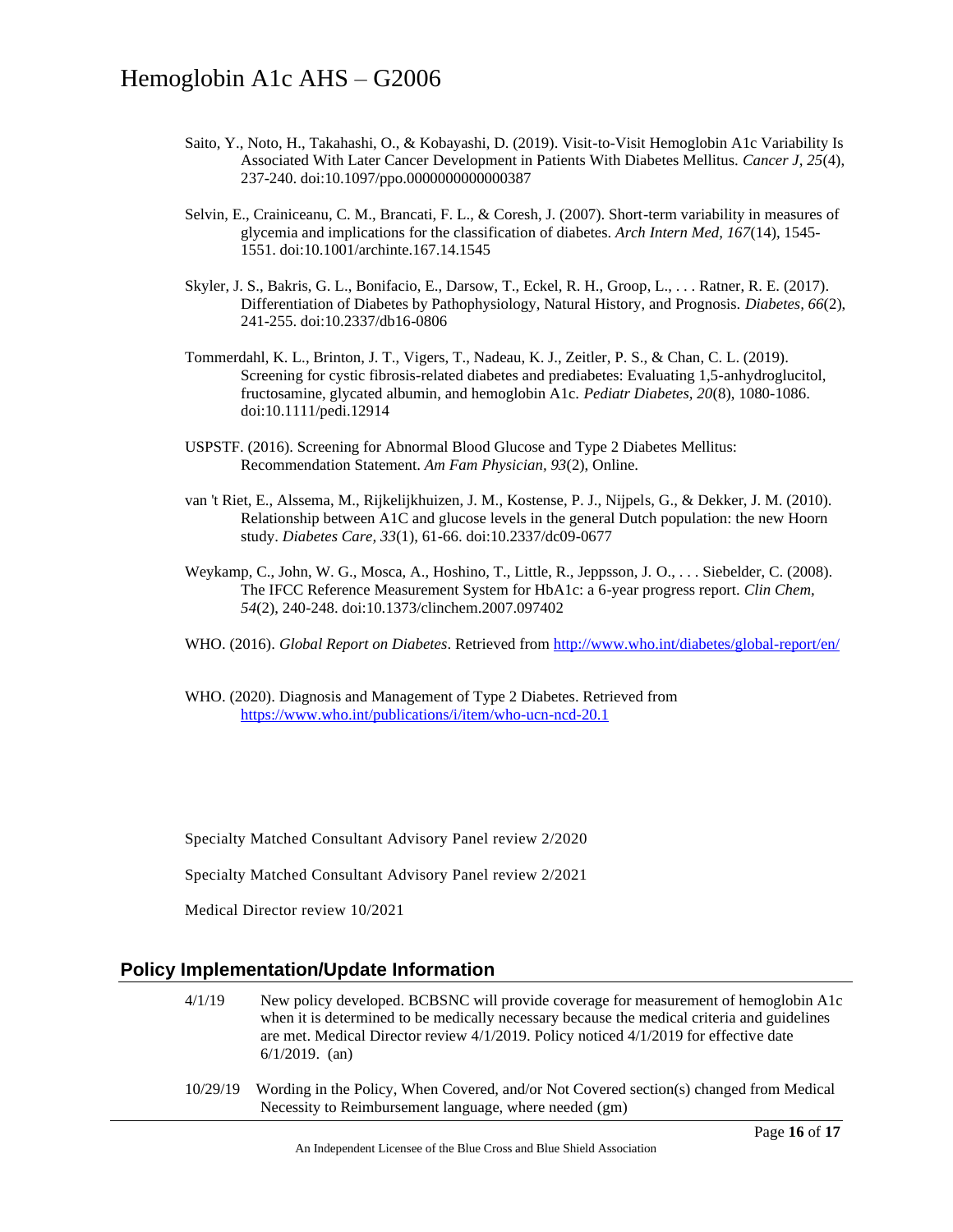Saito, Y., Noto, H., Takahashi, O., & Kobayashi, D. (2019). Visit-to-Visit Hemoglobin A1c Variability Is Associated With Later Cancer Development in Patients With Diabetes Mellitus. *Cancer J, 25*(4), 237-240. doi:10.1097/ppo.0000000000000387

Selvin, E., Crainiceanu, C. M., Brancati, F. L., & Coresh, J. (2007). Short-term variability in measures of glycemia and implications for the classification of diabetes. *Arch Intern Med, 167*(14), 1545-1551. doi:10.1001/archinte.167.14.1545

Skyler, J. S., Bakris, G. L., Bonifacio, E., Darsow, T., Eckel, R. H., Groop, L., . . . Ratner, R. E. (2017). Differentiation of Diabetes by Pathophysiology, Natural History, and Prognosis. *Diabetes, 66*(2), 241-255. doi:10.2337/db16-0806

Tommerdahl, K. L., Brinton, J. T., Vigers, T., Nadeau, K. J., Zeitler, P. S., & Chan, C. L. (2019). Screening for cystic fibrosis-related diabetes and prediabetes: Evaluating 1,5-anhydroglucitol, fructosamine, glycated albumin, and hemoglobin A1c. *Pediatr Diabetes, 20*(8), 1080-1086. doi:10.1111/pedi.12914

USPSTF. (2016). Screening for Abnormal Blood Glucose and Type 2 Diabetes Mellitus: Recommendation Statement. *Am Fam Physician, 93*(2), Online.

van 't Riet, E., Alssema, M., Rijkelijkhuizen, J. M., Kostense, P. J., Nijpels, G., & Dekker, J. M. (2010). Relationship between A1C and glucose levels in the general Dutch population: the new Hoorn study. *Diabetes Care, 33*(1), 61-66. doi:10.2337/dc09-0677

Weykamp, C., John, W. G., Mosca, A., Hoshino, T., Little, R., Jeppsson, J. O., . . . Siebelder, C. (2008). The IFCC Reference Measurement System for HbA1c: a 6-year progress report. *Clin Chem, 54*(2), 240-248. doi:10.1373/clinchem.2007.097402

WHO. (2016). *Global Report on Diabetes*. Retrieved from http://www.who.int/diabetes/global-report/en/

WHO. (2020). Diagnosis and Management of Type 2 Diabetes. Retrieved from https://www.who.int/publications/i/item/who-ucn-ncd-20.1

Specialty Matched Consultant Advisory Panel review 2/2020

Specialty Matched Consultant Advisory Panel review 2/2021

Medical Director review 10/2021

## Policy Implementation/Update Information

4/1/19 New policy developed. BCBSNC will provide coverage for measurement of hemoglobin A1c when it is determined to be medically necessary because the medical criteria and guidelines are met. Medical Director review 4/1/2019. Policy noticed 4/1/2019 for effective date 6/1/2019. (an)

10/29/19 Wording in the Policy, When Covered, and/or Not Covered section(s) changed from Medical Necessity to Reimbursement language, where needed (gm)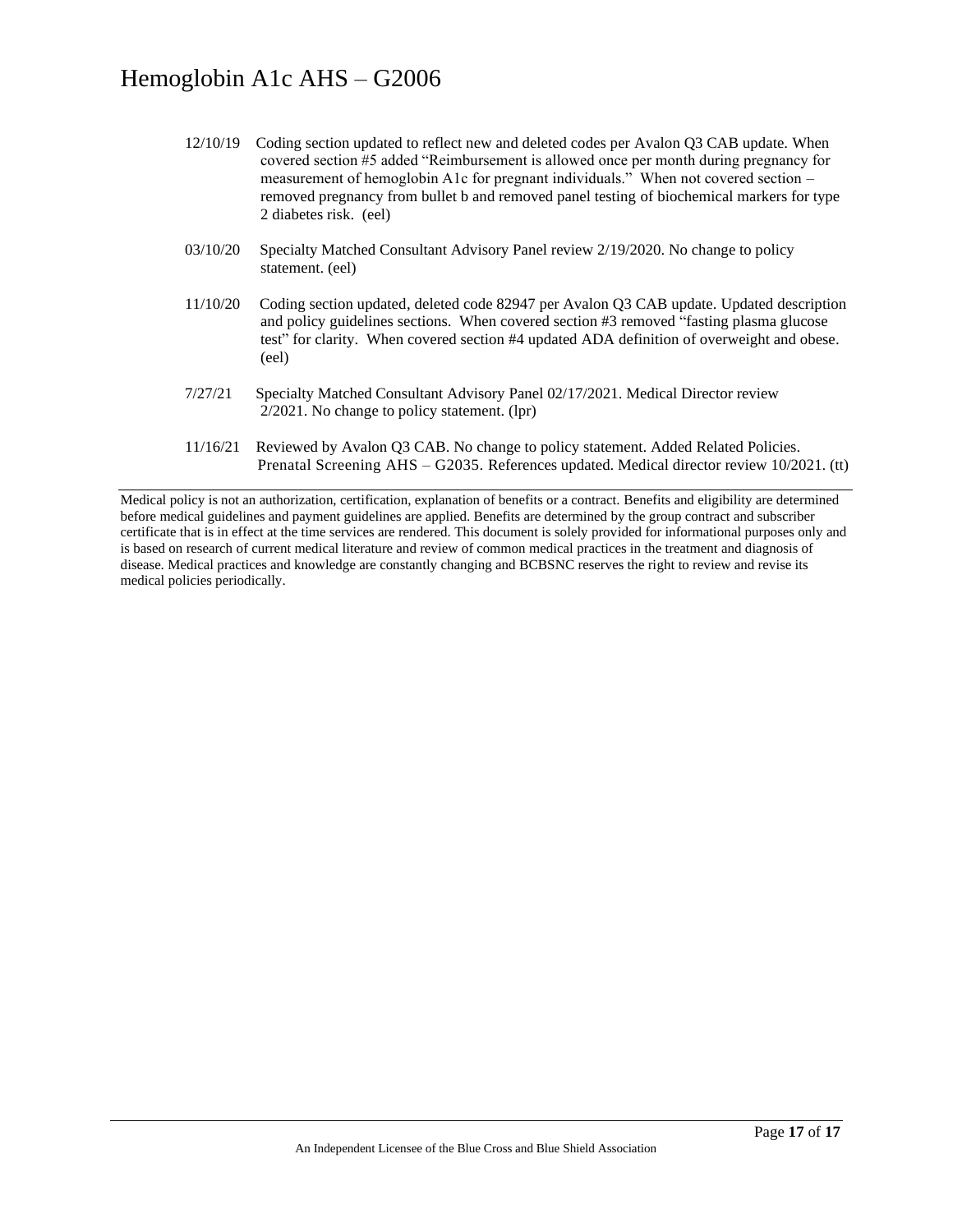12/10/19 Coding section updated to reflect new and deleted codes per Avalon Q3 CAB update. When covered section #5 added "Reimbursement is allowed once per month during pregnancy for measurement of hemoglobin A1c for pregnant individuals." When not covered section – removed pregnancy from bullet b and removed panel testing of biochemical markers for type 2 diabetes risk. (eel)

03/10/20 Specialty Matched Consultant Advisory Panel review 2/19/2020. No change to policy statement. (eel)

11/10/20 Coding section updated, deleted code 82947 per Avalon Q3 CAB update. Updated description and policy guidelines sections. When covered section #3 removed "fasting plasma glucose test" for clarity. When covered section #4 updated ADA definition of overweight and obese. (eel)

7/27/21 Specialty Matched Consultant Advisory Panel 02/17/2021. Medical Director review 2/2021. No change to policy statement. (lpr)

11/16/21 Reviewed by Avalon Q3 CAB. No change to policy statement. Added Related Policies. Prenatal Screening AHS – G2035. References updated. Medical director review 10/2021. (tt)

---

Medical policy is not an authorization, certification, explanation of benefits or a contract. Benefits and eligibility are determined before medical guidelines and payment guidelines are applied. Benefits are determined by the group contract and subscriber certificate that is in effect at the time services are rendered. This document is solely provided for informational purposes only and is based on research of current medical literature and review of common medical practices in the treatment and diagnosis of disease. Medical practices and knowledge are constantly changing and BCBSNC reserves the right to review and revise its medical policies periodically.